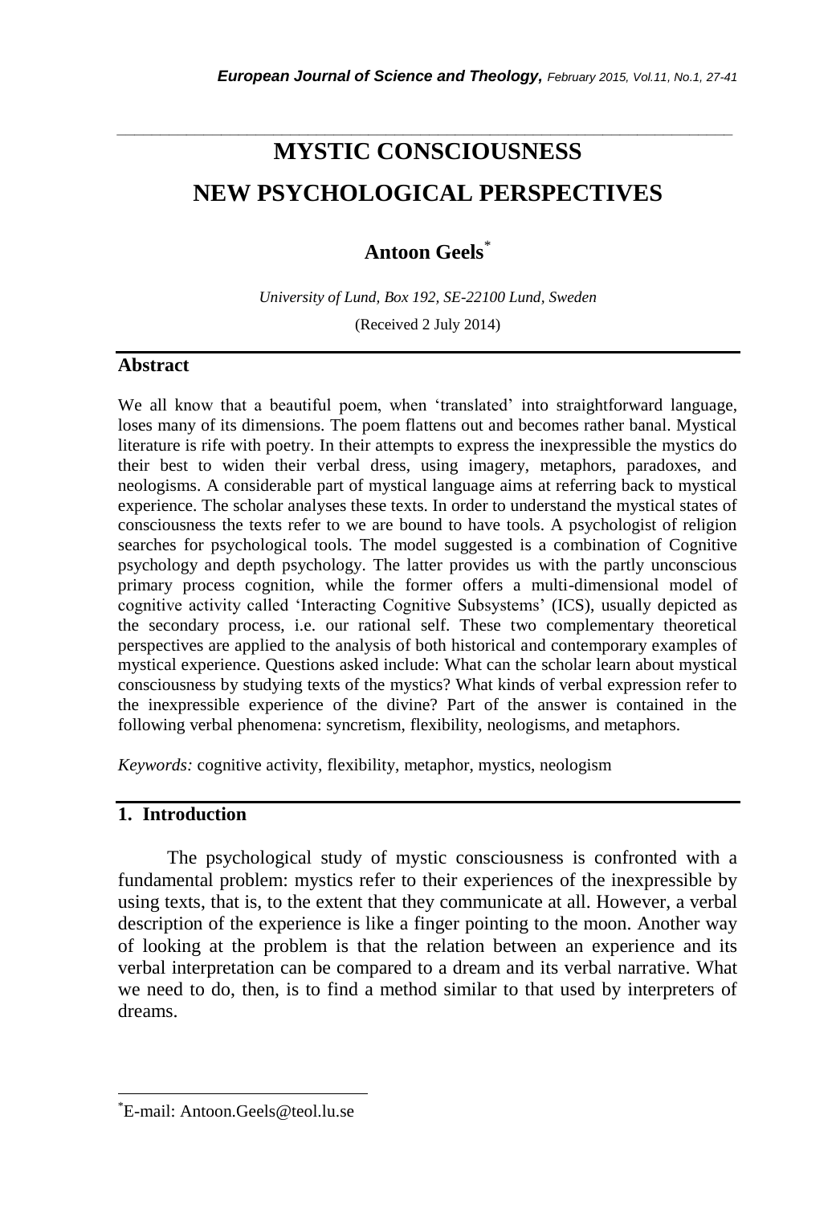# MYSTIC CONSCIOUSNESS
# NEW PSYCHOLOGICAL PERSPECTIVES

**Antoon Geels**[*]

*University of Lund, Box 192, SE-22100 Lund, Sweden*

(Received 2 July 2014)

## Abstract

We all know that a beautiful poem, when 'translated' into straightforward language, loses many of its dimensions. The poem flattens out and becomes rather banal. Mystical literature is rife with poetry. In their attempts to express the inexpressible the mystics do their best to widen their verbal dress, using imagery, metaphors, paradoxes, and neologisms. A considerable part of mystical language aims at referring back to mystical experience. The scholar analyses these texts. In order to understand the mystical states of consciousness the texts refer to we are bound to have tools. A psychologist of religion searches for psychological tools. The model suggested is a combination of Cognitive psychology and depth psychology. The latter provides us with the partly unconscious primary process cognition, while the former offers a multi-dimensional model of cognitive activity called 'Interacting Cognitive Subsystems' (ICS), usually depicted as the secondary process, i.e. our rational self. These two complementary theoretical perspectives are applied to the analysis of both historical and contemporary examples of mystical experience. Questions asked include: What can the scholar learn about mystical consciousness by studying texts of the mystics? What kinds of verbal expression refer to the inexpressible experience of the divine? Part of the answer is contained in the following verbal phenomena: syncretism, flexibility, neologisms, and metaphors.

*Keywords:* cognitive activity, flexibility, metaphor, mystics, neologism

## 1. Introduction

The psychological study of mystic consciousness is confronted with a fundamental problem: mystics refer to their experiences of the inexpressible by using texts, that is, to the extent that they communicate at all. However, a verbal description of the experience is like a finger pointing to the moon. Another way of looking at the problem is that the relation between an experience and its verbal interpretation can be compared to a dream and its verbal narrative. What we need to do, then, is to find a method similar to that used by interpreters of dreams.

[*]E-mail: Antoon.Geels@teol.lu.se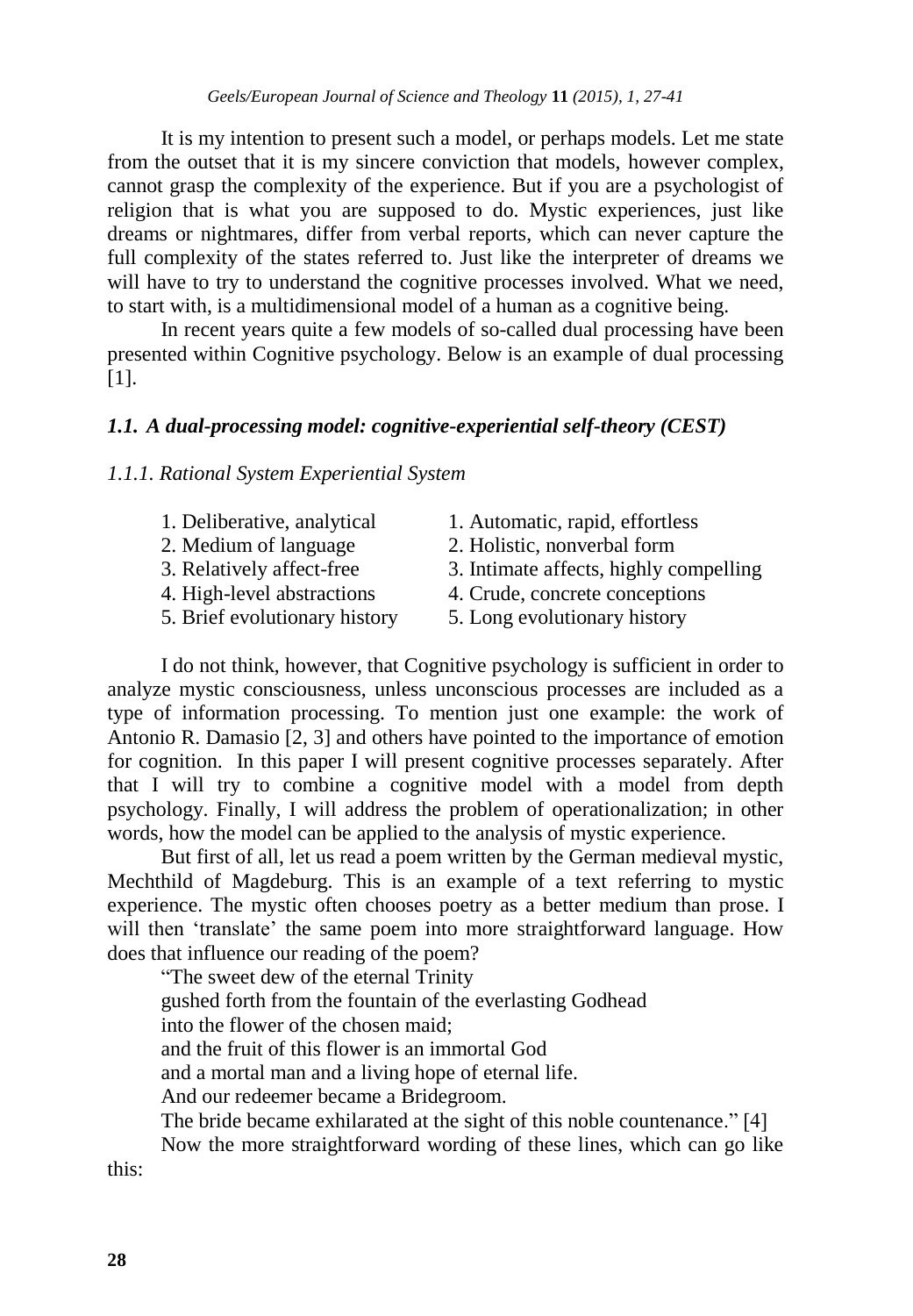It is my intention to present such a model, or perhaps models. Let me state from the outset that it is my sincere conviction that models, however complex, cannot grasp the complexity of the experience. But if you are a psychologist of religion that is what you are supposed to do. Mystic experiences, just like dreams or nightmares, differ from verbal reports, which can never capture the full complexity of the states referred to. Just like the interpreter of dreams we will have to try to understand the cognitive processes involved. What we need, to start with, is a multidimensional model of a human as a cognitive being.

In recent years quite a few models of so-called dual processing have been presented within Cognitive psychology. Below is an example of dual processing [1].

### *1.1. A dual-processing model: cognitive-experiential self-theory (CEST)*

#### *1.1.1. Rational System Experiential System*

| Rational System | Experiential System |
|---|---|
| 1. Deliberative, analytical | 1. Automatic, rapid, effortless |
| 2. Medium of language | 2. Holistic, nonverbal form |
| 3. Relatively affect-free | 3. Intimate affects, highly compelling |
| 4. High-level abstractions | 4. Crude, concrete conceptions |
| 5. Brief evolutionary history | 5. Long evolutionary history |

I do not think, however, that Cognitive psychology is sufficient in order to analyze mystic consciousness, unless unconscious processes are included as a type of information processing. To mention just one example: the work of Antonio R. Damasio [2, 3] and others have pointed to the importance of emotion for cognition. In this paper I will present cognitive processes separately. After that I will try to combine a cognitive model with a model from depth psychology. Finally, I will address the problem of operationalization; in other words, how the model can be applied to the analysis of mystic experience.

But first of all, let us read a poem written by the German medieval mystic, Mechthild of Magdeburg. This is an example of a text referring to mystic experience. The mystic often chooses poetry as a better medium than prose. I will then 'translate' the same poem into more straightforward language. How does that influence our reading of the poem?

"The sweet dew of the eternal Trinity
gushed forth from the fountain of the everlasting Godhead
into the flower of the chosen maid;
and the fruit of this flower is an immortal God
and a mortal man and a living hope of eternal life.
And our redeemer became a Bridegroom.
The bride became exhilarated at the sight of this noble countenance." [4]

Now the more straightforward wording of these lines, which can go like this: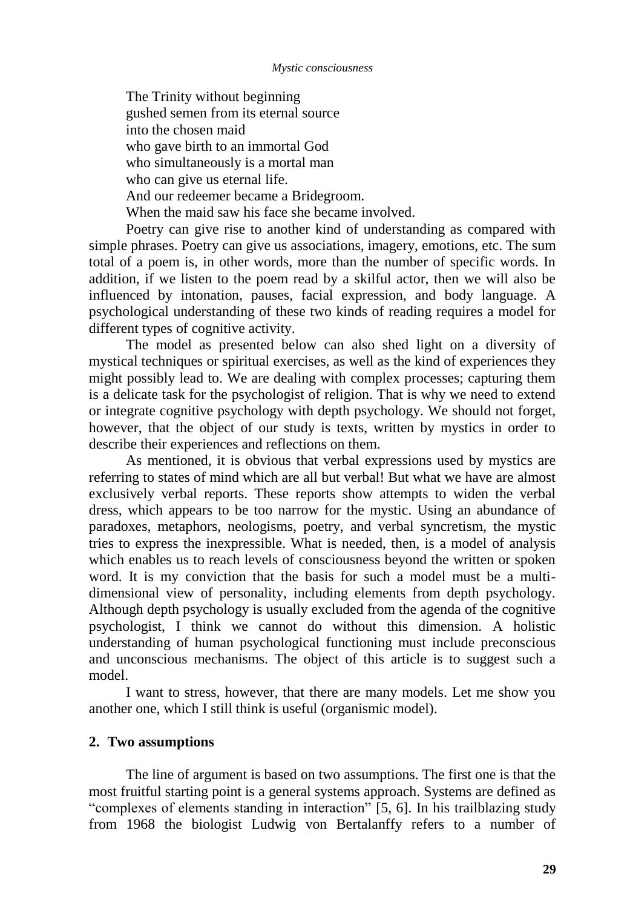The Trinity without beginning
gushed semen from its eternal source
into the chosen maid
who gave birth to an immortal God
who simultaneously is a mortal man
who can give us eternal life.
And our redeemer became a Bridegroom.
When the maid saw his face she became involved.

Poetry can give rise to another kind of understanding as compared with simple phrases. Poetry can give us associations, imagery, emotions, etc. The sum total of a poem is, in other words, more than the number of specific words. In addition, if we listen to the poem read by a skilful actor, then we will also be influenced by intonation, pauses, facial expression, and body language. A psychological understanding of these two kinds of reading requires a model for different types of cognitive activity.

The model as presented below can also shed light on a diversity of mystical techniques or spiritual exercises, as well as the kind of experiences they might possibly lead to. We are dealing with complex processes; capturing them is a delicate task for the psychologist of religion. That is why we need to extend or integrate cognitive psychology with depth psychology. We should not forget, however, that the object of our study is texts, written by mystics in order to describe their experiences and reflections on them.

As mentioned, it is obvious that verbal expressions used by mystics are referring to states of mind which are all but verbal! But what we have are almost exclusively verbal reports. These reports show attempts to widen the verbal dress, which appears to be too narrow for the mystic. Using an abundance of paradoxes, metaphors, neologisms, poetry, and verbal syncretism, the mystic tries to express the inexpressible. What is needed, then, is a model of analysis which enables us to reach levels of consciousness beyond the written or spoken word. It is my conviction that the basis for such a model must be a multi-dimensional view of personality, including elements from depth psychology. Although depth psychology is usually excluded from the agenda of the cognitive psychologist, I think we cannot do without this dimension. A holistic understanding of human psychological functioning must include preconscious and unconscious mechanisms. The object of this article is to suggest such a model.

I want to stress, however, that there are many models. Let me show you another one, which I still think is useful (organismic model).

## 2. Two assumptions

The line of argument is based on two assumptions. The first one is that the most fruitful starting point is a general systems approach. Systems are defined as "complexes of elements standing in interaction" [5, 6]. In his trailblazing study from 1968 the biologist Ludwig von Bertalanffy refers to a number of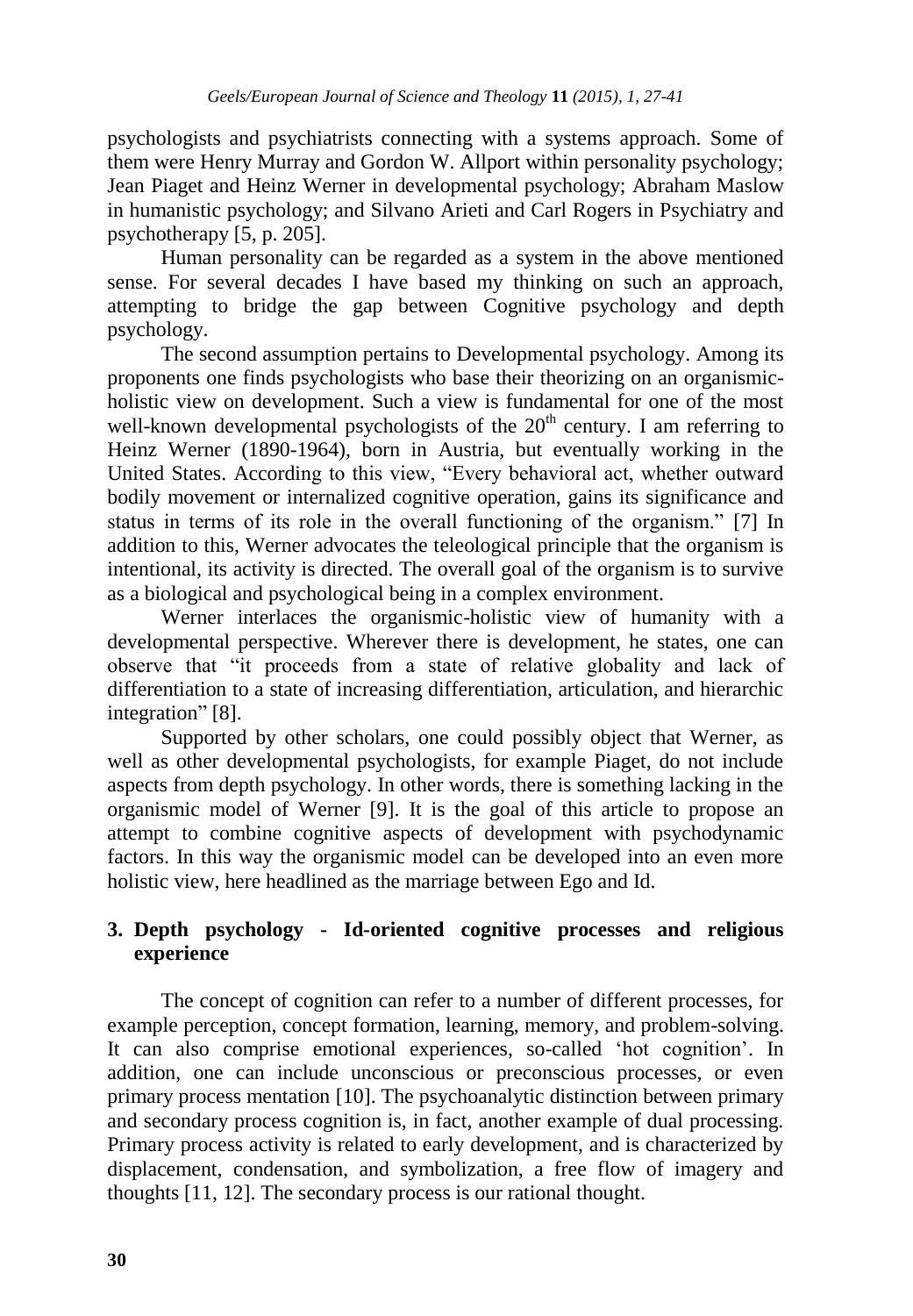psychologists and psychiatrists connecting with a systems approach. Some of them were Henry Murray and Gordon W. Allport within personality psychology; Jean Piaget and Heinz Werner in developmental psychology; Abraham Maslow in humanistic psychology; and Silvano Arieti and Carl Rogers in Psychiatry and psychotherapy [5, p. 205].

Human personality can be regarded as a system in the above mentioned sense. For several decades I have based my thinking on such an approach, attempting to bridge the gap between Cognitive psychology and depth psychology.

The second assumption pertains to Developmental psychology. Among its proponents one finds psychologists who base their theorizing on an organismic-holistic view on development. Such a view is fundamental for one of the most well-known developmental psychologists of the 20th century. I am referring to Heinz Werner (1890-1964), born in Austria, but eventually working in the United States. According to this view, "Every behavioral act, whether outward bodily movement or internalized cognitive operation, gains its significance and status in terms of its role in the overall functioning of the organism." [7] In addition to this, Werner advocates the teleological principle that the organism is intentional, its activity is directed. The overall goal of the organism is to survive as a biological and psychological being in a complex environment.

Werner interlaces the organismic-holistic view of humanity with a developmental perspective. Wherever there is development, he states, one can observe that "it proceeds from a state of relative globality and lack of differentiation to a state of increasing differentiation, articulation, and hierarchic integration" [8].

Supported by other scholars, one could possibly object that Werner, as well as other developmental psychologists, for example Piaget, do not include aspects from depth psychology. In other words, there is something lacking in the organismic model of Werner [9]. It is the goal of this article to propose an attempt to combine cognitive aspects of development with psychodynamic factors. In this way the organismic model can be developed into an even more holistic view, here headlined as the marriage between Ego and Id.

## 3. Depth psychology - Id-oriented cognitive processes and religious experience

The concept of cognition can refer to a number of different processes, for example perception, concept formation, learning, memory, and problem-solving. It can also comprise emotional experiences, so-called 'hot cognition'. In addition, one can include unconscious or preconscious processes, or even primary process mentation [10]. The psychoanalytic distinction between primary and secondary process cognition is, in fact, another example of dual processing. Primary process activity is related to early development, and is characterized by displacement, condensation, and symbolization, a free flow of imagery and thoughts [11, 12]. The secondary process is our rational thought.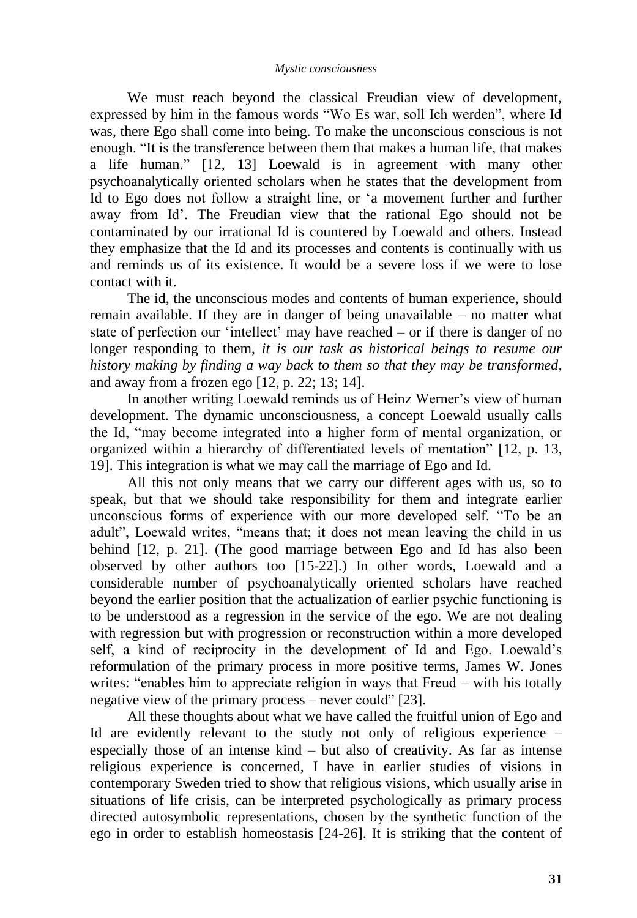We must reach beyond the classical Freudian view of development, expressed by him in the famous words "Wo Es war, soll Ich werden", where Id was, there Ego shall come into being. To make the unconscious conscious is not enough. "It is the transference between them that makes a human life, that makes a life human." [12, 13] Loewald is in agreement with many other psychoanalytically oriented scholars when he states that the development from Id to Ego does not follow a straight line, or 'a movement further and further away from Id'. The Freudian view that the rational Ego should not be contaminated by our irrational Id is countered by Loewald and others. Instead they emphasize that the Id and its processes and contents is continually with us and reminds us of its existence. It would be a severe loss if we were to lose contact with it.

The id, the unconscious modes and contents of human experience, should remain available. If they are in danger of being unavailable – no matter what state of perfection our 'intellect' may have reached – or if there is danger of no longer responding to them, *it is our task as historical beings to resume our history making by finding a way back to them so that they may be transformed*, and away from a frozen ego [12, p. 22; 13; 14].

In another writing Loewald reminds us of Heinz Werner's view of human development. The dynamic unconsciousness, a concept Loewald usually calls the Id, "may become integrated into a higher form of mental organization, or organized within a hierarchy of differentiated levels of mentation" [12, p. 13, 19]. This integration is what we may call the marriage of Ego and Id.

All this not only means that we carry our different ages with us, so to speak, but that we should take responsibility for them and integrate earlier unconscious forms of experience with our more developed self. "To be an adult", Loewald writes, "means that; it does not mean leaving the child in us behind [12, p. 21]. (The good marriage between Ego and Id has also been observed by other authors too [15-22].) In other words, Loewald and a considerable number of psychoanalytically oriented scholars have reached beyond the earlier position that the actualization of earlier psychic functioning is to be understood as a regression in the service of the ego. We are not dealing with regression but with progression or reconstruction within a more developed self, a kind of reciprocity in the development of Id and Ego. Loewald's reformulation of the primary process in more positive terms, James W. Jones writes: "enables him to appreciate religion in ways that Freud – with his totally negative view of the primary process – never could" [23].

All these thoughts about what we have called the fruitful union of Ego and Id are evidently relevant to the study not only of religious experience – especially those of an intense kind – but also of creativity. As far as intense religious experience is concerned, I have in earlier studies of visions in contemporary Sweden tried to show that religious visions, which usually arise in situations of life crisis, can be interpreted psychologically as primary process directed autosymbolic representations, chosen by the synthetic function of the ego in order to establish homeostasis [24-26]. It is striking that the content of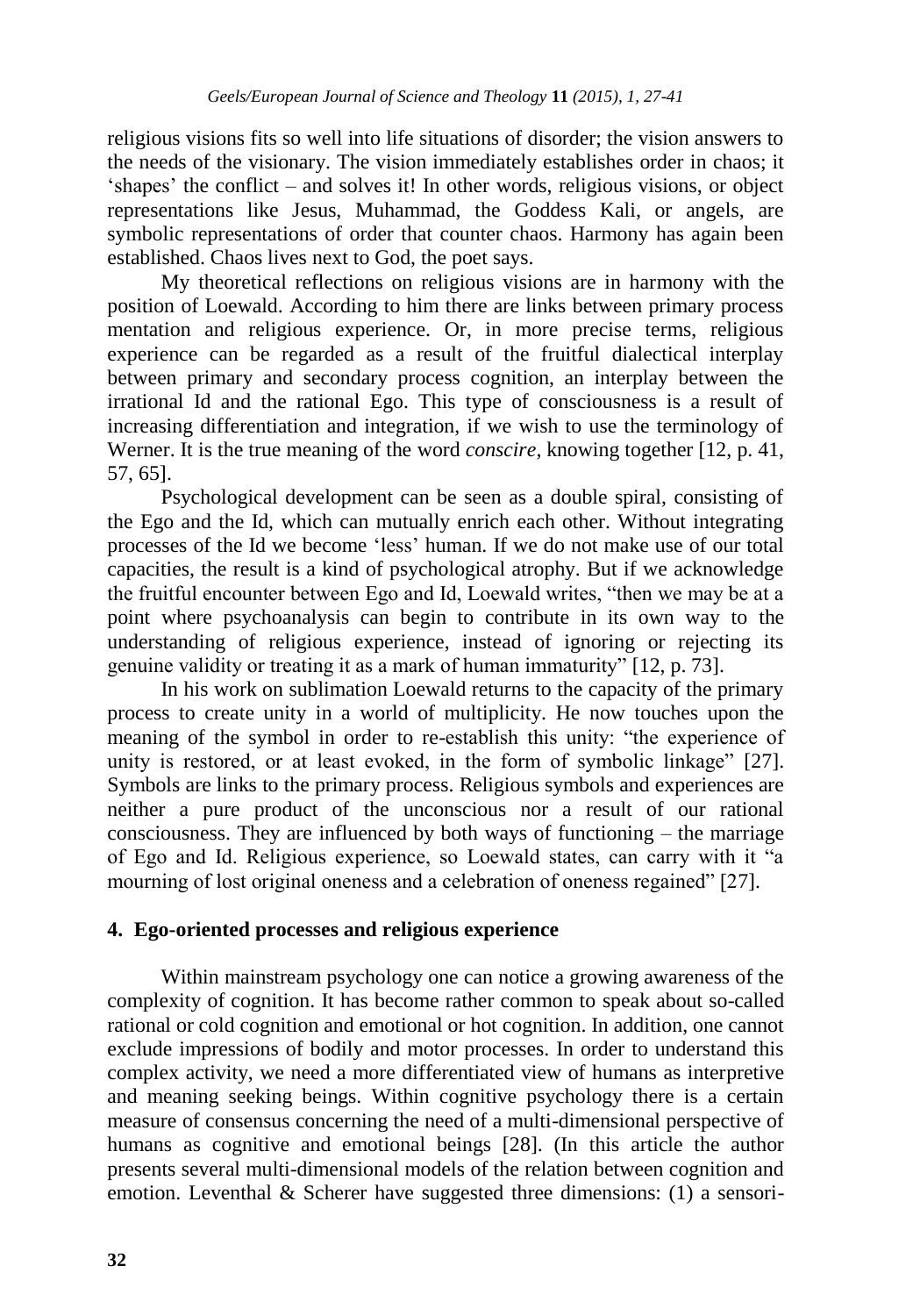religious visions fits so well into life situations of disorder; the vision answers to the needs of the visionary. The vision immediately establishes order in chaos; it 'shapes' the conflict – and solves it! In other words, religious visions, or object representations like Jesus, Muhammad, the Goddess Kali, or angels, are symbolic representations of order that counter chaos. Harmony has again been established. Chaos lives next to God, the poet says.

My theoretical reflections on religious visions are in harmony with the position of Loewald. According to him there are links between primary process mentation and religious experience. Or, in more precise terms, religious experience can be regarded as a result of the fruitful dialectical interplay between primary and secondary process cognition, an interplay between the irrational Id and the rational Ego. This type of consciousness is a result of increasing differentiation and integration, if we wish to use the terminology of Werner. It is the true meaning of the word *conscire*, knowing together [12, p. 41, 57, 65].

Psychological development can be seen as a double spiral, consisting of the Ego and the Id, which can mutually enrich each other. Without integrating processes of the Id we become 'less' human. If we do not make use of our total capacities, the result is a kind of psychological atrophy. But if we acknowledge the fruitful encounter between Ego and Id, Loewald writes, "then we may be at a point where psychoanalysis can begin to contribute in its own way to the understanding of religious experience, instead of ignoring or rejecting its genuine validity or treating it as a mark of human immaturity" [12, p. 73].

In his work on sublimation Loewald returns to the capacity of the primary process to create unity in a world of multiplicity. He now touches upon the meaning of the symbol in order to re-establish this unity: "the experience of unity is restored, or at least evoked, in the form of symbolic linkage" [27]. Symbols are links to the primary process. Religious symbols and experiences are neither a pure product of the unconscious nor a result of our rational consciousness. They are influenced by both ways of functioning – the marriage of Ego and Id. Religious experience, so Loewald states, can carry with it "a mourning of lost original oneness and a celebration of oneness regained" [27].

## 4. Ego-oriented processes and religious experience

Within mainstream psychology one can notice a growing awareness of the complexity of cognition. It has become rather common to speak about so-called rational or cold cognition and emotional or hot cognition. In addition, one cannot exclude impressions of bodily and motor processes. In order to understand this complex activity, we need a more differentiated view of humans as interpretive and meaning seeking beings. Within cognitive psychology there is a certain measure of consensus concerning the need of a multi-dimensional perspective of humans as cognitive and emotional beings [28]. (In this article the author presents several multi-dimensional models of the relation between cognition and emotion. Leventhal & Scherer have suggested three dimensions: (1) a sensori-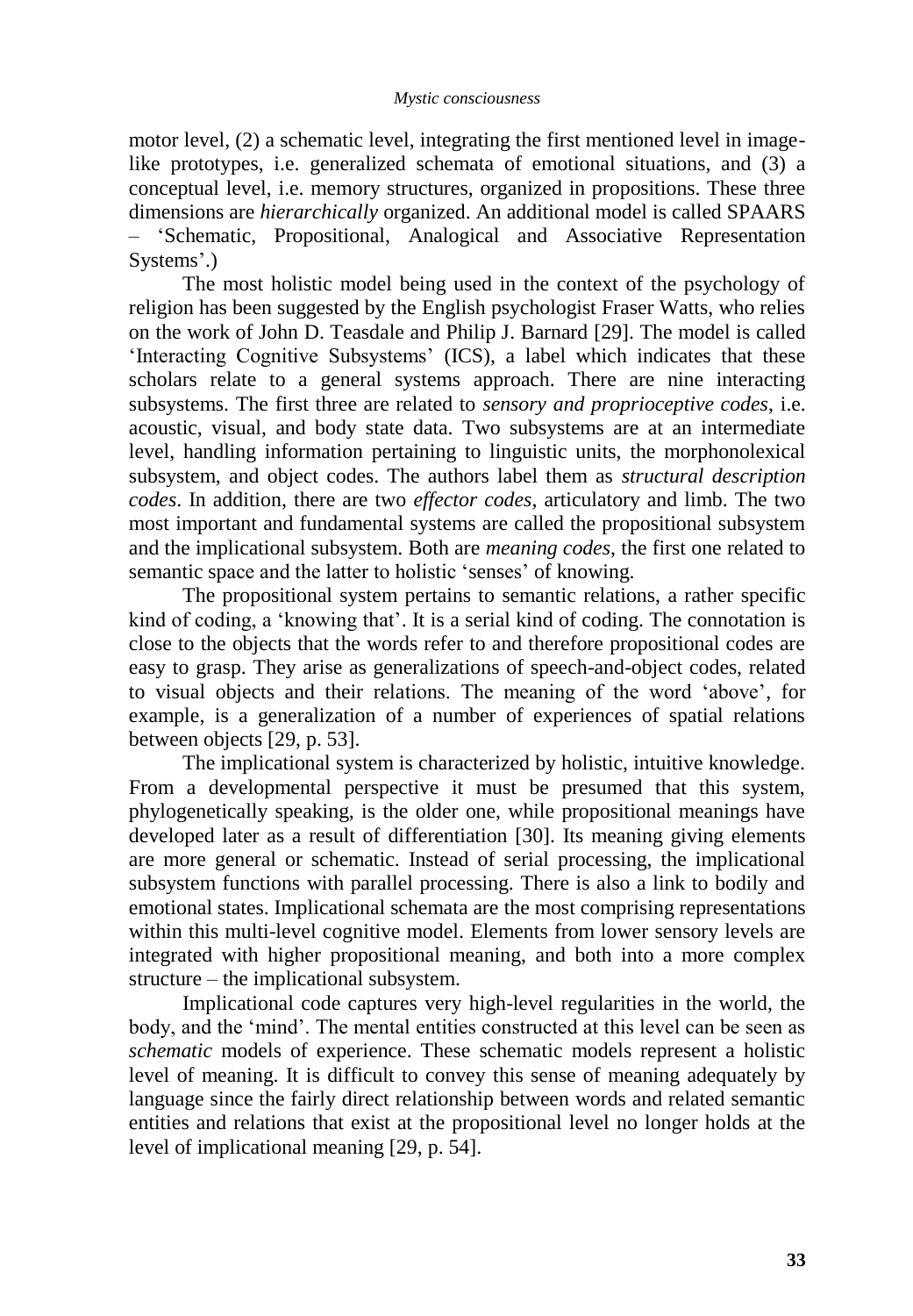motor level, (2) a schematic level, integrating the first mentioned level in image-like prototypes, i.e. generalized schemata of emotional situations, and (3) a conceptual level, i.e. memory structures, organized in propositions. These three dimensions are *hierarchically* organized. An additional model is called SPAARS – 'Schematic, Propositional, Analogical and Associative Representation Systems'.)

The most holistic model being used in the context of the psychology of religion has been suggested by the English psychologist Fraser Watts, who relies on the work of John D. Teasdale and Philip J. Barnard [29]. The model is called 'Interacting Cognitive Subsystems' (ICS), a label which indicates that these scholars relate to a general systems approach. There are nine interacting subsystems. The first three are related to *sensory and proprioceptive codes*, i.e. acoustic, visual, and body state data. Two subsystems are at an intermediate level, handling information pertaining to linguistic units, the morphonolexical subsystem, and object codes. The authors label them as *structural description codes*. In addition, there are two *effector codes*, articulatory and limb. The two most important and fundamental systems are called the propositional subsystem and the implicational subsystem. Both are *meaning codes*, the first one related to semantic space and the latter to holistic 'senses' of knowing.

The propositional system pertains to semantic relations, a rather specific kind of coding, a 'knowing that'. It is a serial kind of coding. The connotation is close to the objects that the words refer to and therefore propositional codes are easy to grasp. They arise as generalizations of speech-and-object codes, related to visual objects and their relations. The meaning of the word 'above', for example, is a generalization of a number of experiences of spatial relations between objects [29, p. 53].

The implicational system is characterized by holistic, intuitive knowledge. From a developmental perspective it must be presumed that this system, phylogenetically speaking, is the older one, while propositional meanings have developed later as a result of differentiation [30]. Its meaning giving elements are more general or schematic. Instead of serial processing, the implicational subsystem functions with parallel processing. There is also a link to bodily and emotional states. Implicational schemata are the most comprising representations within this multi-level cognitive model. Elements from lower sensory levels are integrated with higher propositional meaning, and both into a more complex structure – the implicational subsystem.

Implicational code captures very high-level regularities in the world, the body, and the 'mind'. The mental entities constructed at this level can be seen as *schematic* models of experience. These schematic models represent a holistic level of meaning. It is difficult to convey this sense of meaning adequately by language since the fairly direct relationship between words and related semantic entities and relations that exist at the propositional level no longer holds at the level of implicational meaning [29, p. 54].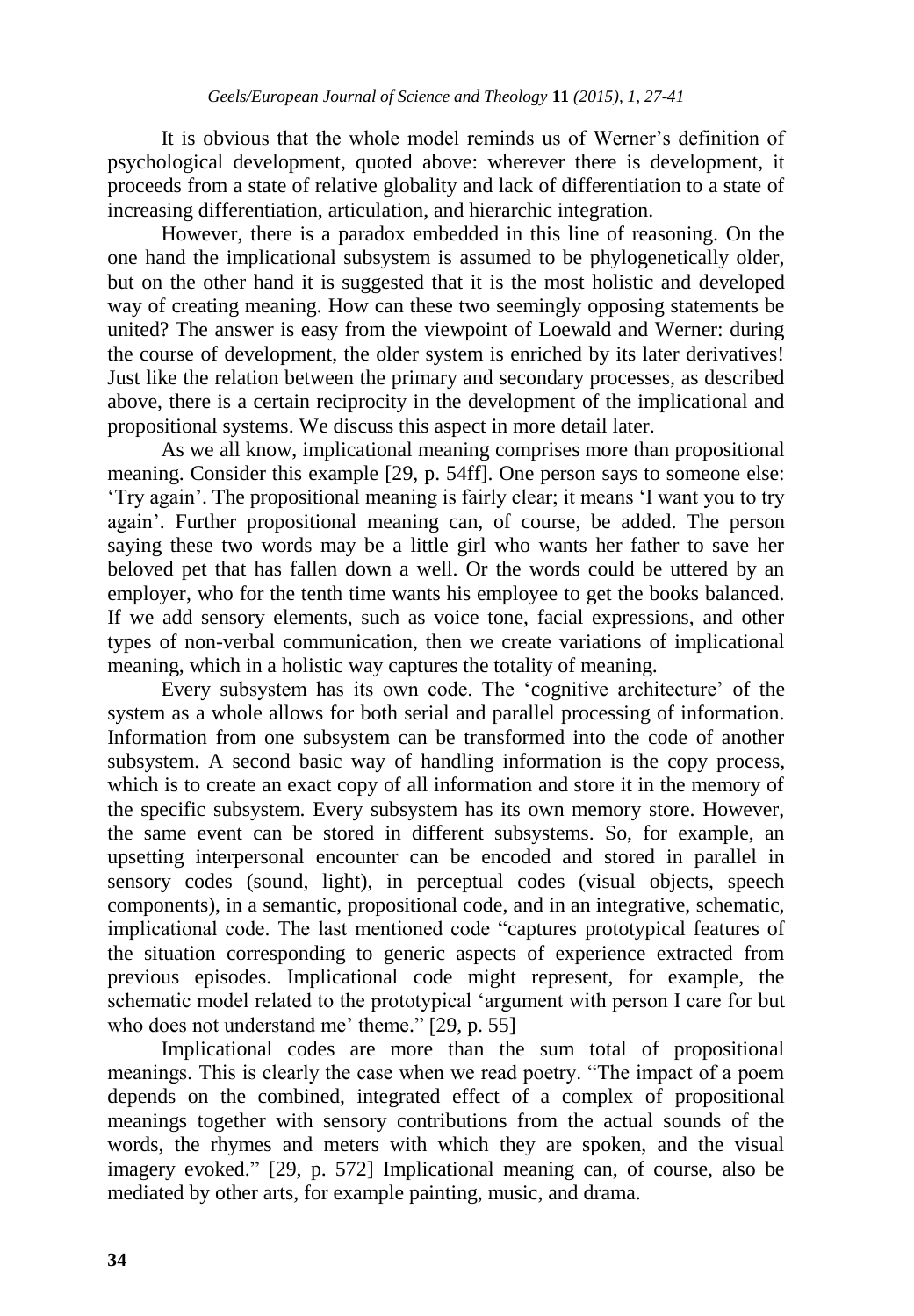It is obvious that the whole model reminds us of Werner's definition of psychological development, quoted above: wherever there is development, it proceeds from a state of relative globality and lack of differentiation to a state of increasing differentiation, articulation, and hierarchic integration.

However, there is a paradox embedded in this line of reasoning. On the one hand the implicational subsystem is assumed to be phylogenetically older, but on the other hand it is suggested that it is the most holistic and developed way of creating meaning. How can these two seemingly opposing statements be united? The answer is easy from the viewpoint of Loewald and Werner: during the course of development, the older system is enriched by its later derivatives! Just like the relation between the primary and secondary processes, as described above, there is a certain reciprocity in the development of the implicational and propositional systems. We discuss this aspect in more detail later.

As we all know, implicational meaning comprises more than propositional meaning. Consider this example [29, p. 54ff]. One person says to someone else: 'Try again'. The propositional meaning is fairly clear; it means 'I want you to try again'. Further propositional meaning can, of course, be added. The person saying these two words may be a little girl who wants her father to save her beloved pet that has fallen down a well. Or the words could be uttered by an employer, who for the tenth time wants his employee to get the books balanced. If we add sensory elements, such as voice tone, facial expressions, and other types of non-verbal communication, then we create variations of implicational meaning, which in a holistic way captures the totality of meaning.

Every subsystem has its own code. The 'cognitive architecture' of the system as a whole allows for both serial and parallel processing of information. Information from one subsystem can be transformed into the code of another subsystem. A second basic way of handling information is the copy process, which is to create an exact copy of all information and store it in the memory of the specific subsystem. Every subsystem has its own memory store. However, the same event can be stored in different subsystems. So, for example, an upsetting interpersonal encounter can be encoded and stored in parallel in sensory codes (sound, light), in perceptual codes (visual objects, speech components), in a semantic, propositional code, and in an integrative, schematic, implicational code. The last mentioned code "captures prototypical features of the situation corresponding to generic aspects of experience extracted from previous episodes. Implicational code might represent, for example, the schematic model related to the prototypical 'argument with person I care for but who does not understand me' theme." [29, p. 55]

Implicational codes are more than the sum total of propositional meanings. This is clearly the case when we read poetry. "The impact of a poem depends on the combined, integrated effect of a complex of propositional meanings together with sensory contributions from the actual sounds of the words, the rhymes and meters with which they are spoken, and the visual imagery evoked." [29, p. 572] Implicational meaning can, of course, also be mediated by other arts, for example painting, music, and drama.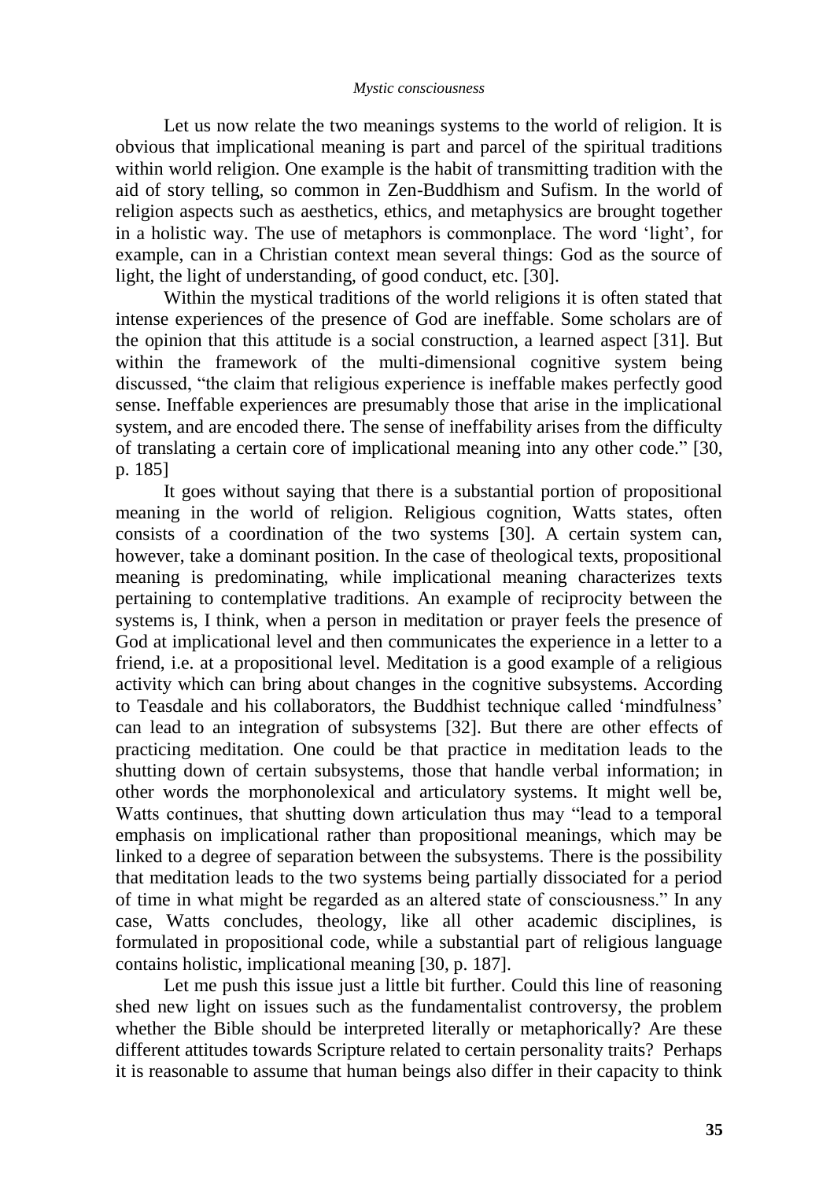Let us now relate the two meanings systems to the world of religion. It is obvious that implicational meaning is part and parcel of the spiritual traditions within world religion. One example is the habit of transmitting tradition with the aid of story telling, so common in Zen-Buddhism and Sufism. In the world of religion aspects such as aesthetics, ethics, and metaphysics are brought together in a holistic way. The use of metaphors is commonplace. The word 'light', for example, can in a Christian context mean several things: God as the source of light, the light of understanding, of good conduct, etc. [30].

Within the mystical traditions of the world religions it is often stated that intense experiences of the presence of God are ineffable. Some scholars are of the opinion that this attitude is a social construction, a learned aspect [31]. But within the framework of the multi-dimensional cognitive system being discussed, "the claim that religious experience is ineffable makes perfectly good sense. Ineffable experiences are presumably those that arise in the implicational system, and are encoded there. The sense of ineffability arises from the difficulty of translating a certain core of implicational meaning into any other code." [30, p. 185]

It goes without saying that there is a substantial portion of propositional meaning in the world of religion. Religious cognition, Watts states, often consists of a coordination of the two systems [30]. A certain system can, however, take a dominant position. In the case of theological texts, propositional meaning is predominating, while implicational meaning characterizes texts pertaining to contemplative traditions. An example of reciprocity between the systems is, I think, when a person in meditation or prayer feels the presence of God at implicational level and then communicates the experience in a letter to a friend, i.e. at a propositional level. Meditation is a good example of a religious activity which can bring about changes in the cognitive subsystems. According to Teasdale and his collaborators, the Buddhist technique called 'mindfulness' can lead to an integration of subsystems [32]. But there are other effects of practicing meditation. One could be that practice in meditation leads to the shutting down of certain subsystems, those that handle verbal information; in other words the morphonolexical and articulatory systems. It might well be, Watts continues, that shutting down articulation thus may "lead to a temporal emphasis on implicational rather than propositional meanings, which may be linked to a degree of separation between the subsystems. There is the possibility that meditation leads to the two systems being partially dissociated for a period of time in what might be regarded as an altered state of consciousness." In any case, Watts concludes, theology, like all other academic disciplines, is formulated in propositional code, while a substantial part of religious language contains holistic, implicational meaning [30, p. 187].

Let me push this issue just a little bit further. Could this line of reasoning shed new light on issues such as the fundamentalist controversy, the problem whether the Bible should be interpreted literally or metaphorically? Are these different attitudes towards Scripture related to certain personality traits? Perhaps it is reasonable to assume that human beings also differ in their capacity to think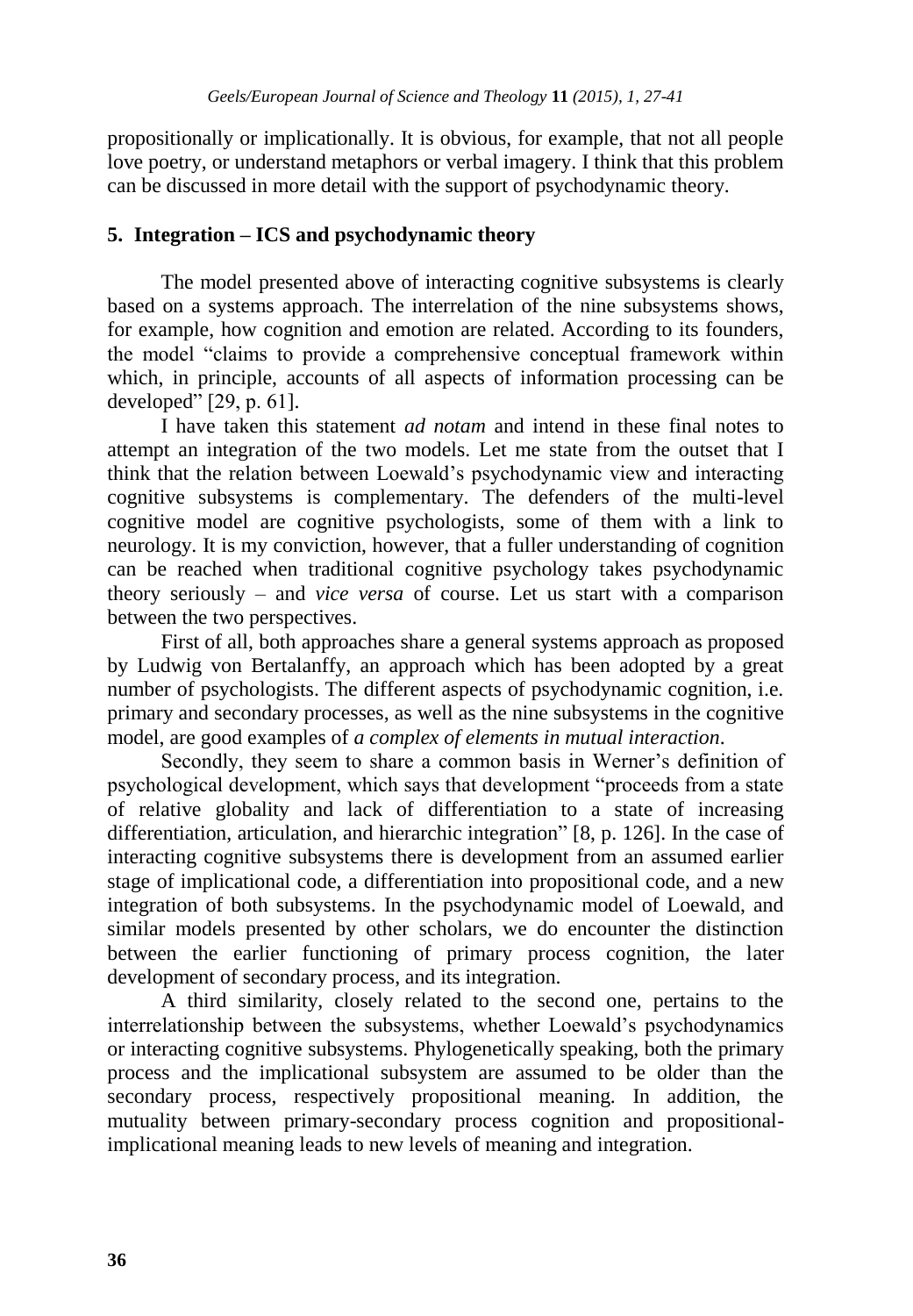propositionally or implicationally. It is obvious, for example, that not all people love poetry, or understand metaphors or verbal imagery. I think that this problem can be discussed in more detail with the support of psychodynamic theory.

## 5. Integration – ICS and psychodynamic theory

The model presented above of interacting cognitive subsystems is clearly based on a systems approach. The interrelation of the nine subsystems shows, for example, how cognition and emotion are related. According to its founders, the model "claims to provide a comprehensive conceptual framework within which, in principle, accounts of all aspects of information processing can be developed" [29, p. 61].

I have taken this statement *ad notam* and intend in these final notes to attempt an integration of the two models. Let me state from the outset that I think that the relation between Loewald's psychodynamic view and interacting cognitive subsystems is complementary. The defenders of the multi-level cognitive model are cognitive psychologists, some of them with a link to neurology. It is my conviction, however, that a fuller understanding of cognition can be reached when traditional cognitive psychology takes psychodynamic theory seriously – and *vice versa* of course. Let us start with a comparison between the two perspectives.

First of all, both approaches share a general systems approach as proposed by Ludwig von Bertalanffy, an approach which has been adopted by a great number of psychologists. The different aspects of psychodynamic cognition, i.e. primary and secondary processes, as well as the nine subsystems in the cognitive model, are good examples of *a complex of elements in mutual interaction*.

Secondly, they seem to share a common basis in Werner's definition of psychological development, which says that development "proceeds from a state of relative globality and lack of differentiation to a state of increasing differentiation, articulation, and hierarchic integration" [8, p. 126]. In the case of interacting cognitive subsystems there is development from an assumed earlier stage of implicational code, a differentiation into propositional code, and a new integration of both subsystems. In the psychodynamic model of Loewald, and similar models presented by other scholars, we do encounter the distinction between the earlier functioning of primary process cognition, the later development of secondary process, and its integration.

A third similarity, closely related to the second one, pertains to the interrelationship between the subsystems, whether Loewald's psychodynamics or interacting cognitive subsystems. Phylogenetically speaking, both the primary process and the implicational subsystem are assumed to be older than the secondary process, respectively propositional meaning. In addition, the mutuality between primary-secondary process cognition and propositional-implicational meaning leads to new levels of meaning and integration.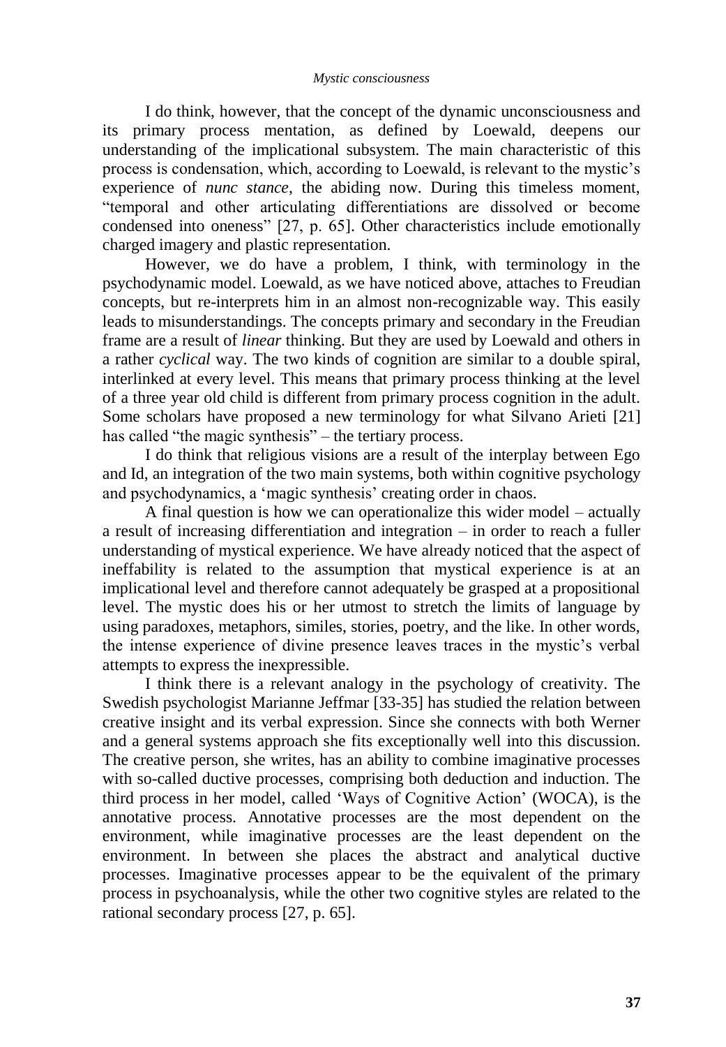I do think, however, that the concept of the dynamic unconsciousness and its primary process mentation, as defined by Loewald, deepens our understanding of the implicational subsystem. The main characteristic of this process is condensation, which, according to Loewald, is relevant to the mystic's experience of *nunc stance*, the abiding now. During this timeless moment, "temporal and other articulating differentiations are dissolved or become condensed into oneness" [27, p. 65]. Other characteristics include emotionally charged imagery and plastic representation.

However, we do have a problem, I think, with terminology in the psychodynamic model. Loewald, as we have noticed above, attaches to Freudian concepts, but re-interprets him in an almost non-recognizable way. This easily leads to misunderstandings. The concepts primary and secondary in the Freudian frame are a result of *linear* thinking. But they are used by Loewald and others in a rather *cyclical* way. The two kinds of cognition are similar to a double spiral, interlinked at every level. This means that primary process thinking at the level of a three year old child is different from primary process cognition in the adult. Some scholars have proposed a new terminology for what Silvano Arieti [21] has called "the magic synthesis" – the tertiary process.

I do think that religious visions are a result of the interplay between Ego and Id, an integration of the two main systems, both within cognitive psychology and psychodynamics, a 'magic synthesis' creating order in chaos.

A final question is how we can operationalize this wider model – actually a result of increasing differentiation and integration – in order to reach a fuller understanding of mystical experience. We have already noticed that the aspect of ineffability is related to the assumption that mystical experience is at an implicational level and therefore cannot adequately be grasped at a propositional level. The mystic does his or her utmost to stretch the limits of language by using paradoxes, metaphors, similes, stories, poetry, and the like. In other words, the intense experience of divine presence leaves traces in the mystic's verbal attempts to express the inexpressible.

I think there is a relevant analogy in the psychology of creativity. The Swedish psychologist Marianne Jeffmar [33-35] has studied the relation between creative insight and its verbal expression. Since she connects with both Werner and a general systems approach she fits exceptionally well into this discussion. The creative person, she writes, has an ability to combine imaginative processes with so-called ductive processes, comprising both deduction and induction. The third process in her model, called 'Ways of Cognitive Action' (WOCA), is the annotative process. Annotative processes are the most dependent on the environment, while imaginative processes are the least dependent on the environment. In between she places the abstract and analytical ductive processes. Imaginative processes appear to be the equivalent of the primary process in psychoanalysis, while the other two cognitive styles are related to the rational secondary process [27, p. 65].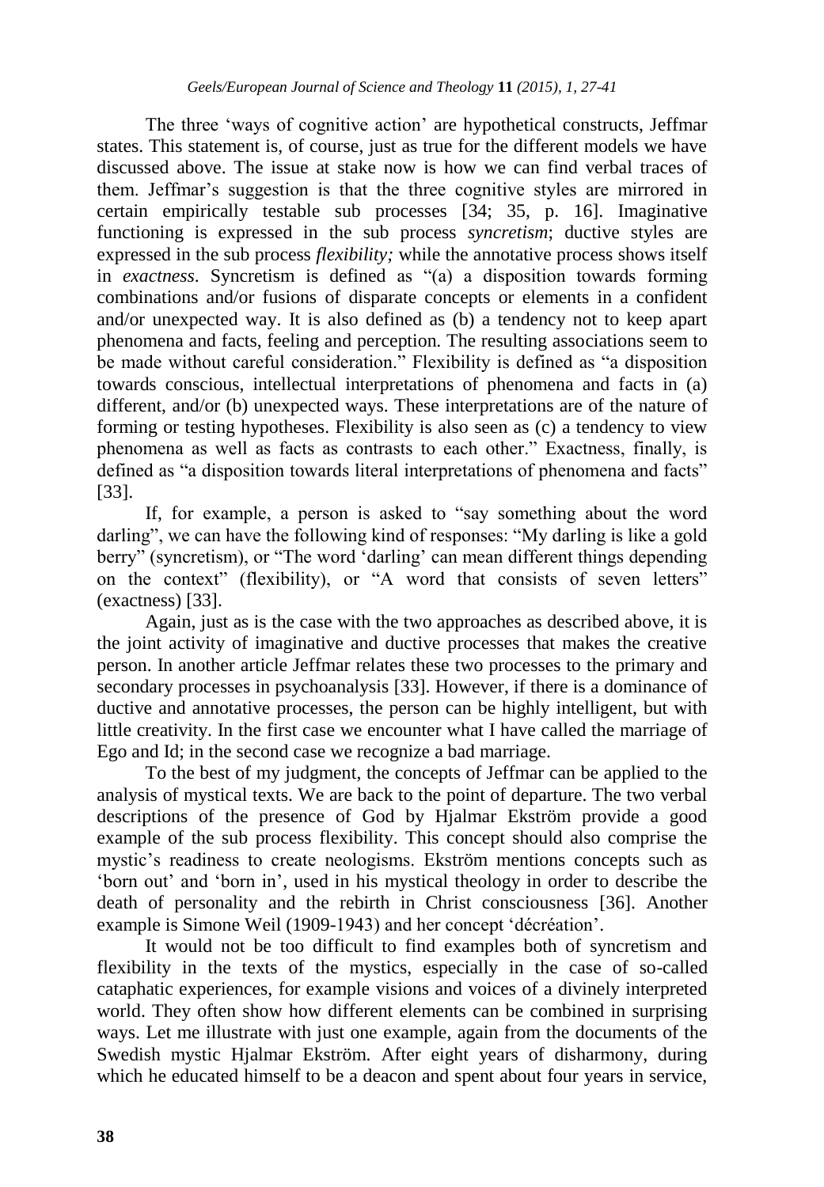The three 'ways of cognitive action' are hypothetical constructs, Jeffmar states. This statement is, of course, just as true for the different models we have discussed above. The issue at stake now is how we can find verbal traces of them. Jeffmar's suggestion is that the three cognitive styles are mirrored in certain empirically testable sub processes [34; 35, p. 16]. Imaginative functioning is expressed in the sub process *syncretism*; ductive styles are expressed in the sub process *flexibility;* while the annotative process shows itself in *exactness*. Syncretism is defined as "(a) a disposition towards forming combinations and/or fusions of disparate concepts or elements in a confident and/or unexpected way. It is also defined as (b) a tendency not to keep apart phenomena and facts, feeling and perception. The resulting associations seem to be made without careful consideration." Flexibility is defined as "a disposition towards conscious, intellectual interpretations of phenomena and facts in (a) different, and/or (b) unexpected ways. These interpretations are of the nature of forming or testing hypotheses. Flexibility is also seen as (c) a tendency to view phenomena as well as facts as contrasts to each other." Exactness, finally, is defined as "a disposition towards literal interpretations of phenomena and facts" [33].

If, for example, a person is asked to "say something about the word darling", we can have the following kind of responses: "My darling is like a gold berry" (syncretism), or "The word 'darling' can mean different things depending on the context" (flexibility), or "A word that consists of seven letters" (exactness) [33].

Again, just as is the case with the two approaches as described above, it is the joint activity of imaginative and ductive processes that makes the creative person. In another article Jeffmar relates these two processes to the primary and secondary processes in psychoanalysis [33]. However, if there is a dominance of ductive and annotative processes, the person can be highly intelligent, but with little creativity. In the first case we encounter what I have called the marriage of Ego and Id; in the second case we recognize a bad marriage.

To the best of my judgment, the concepts of Jeffmar can be applied to the analysis of mystical texts. We are back to the point of departure. The two verbal descriptions of the presence of God by Hjalmar Ekström provide a good example of the sub process flexibility. This concept should also comprise the mystic's readiness to create neologisms. Ekström mentions concepts such as 'born out' and 'born in', used in his mystical theology in order to describe the death of personality and the rebirth in Christ consciousness [36]. Another example is Simone Weil (1909-1943) and her concept 'décréation'.

It would not be too difficult to find examples both of syncretism and flexibility in the texts of the mystics, especially in the case of so-called cataphatic experiences, for example visions and voices of a divinely interpreted world. They often show how different elements can be combined in surprising ways. Let me illustrate with just one example, again from the documents of the Swedish mystic Hjalmar Ekström. After eight years of disharmony, during which he educated himself to be a deacon and spent about four years in service,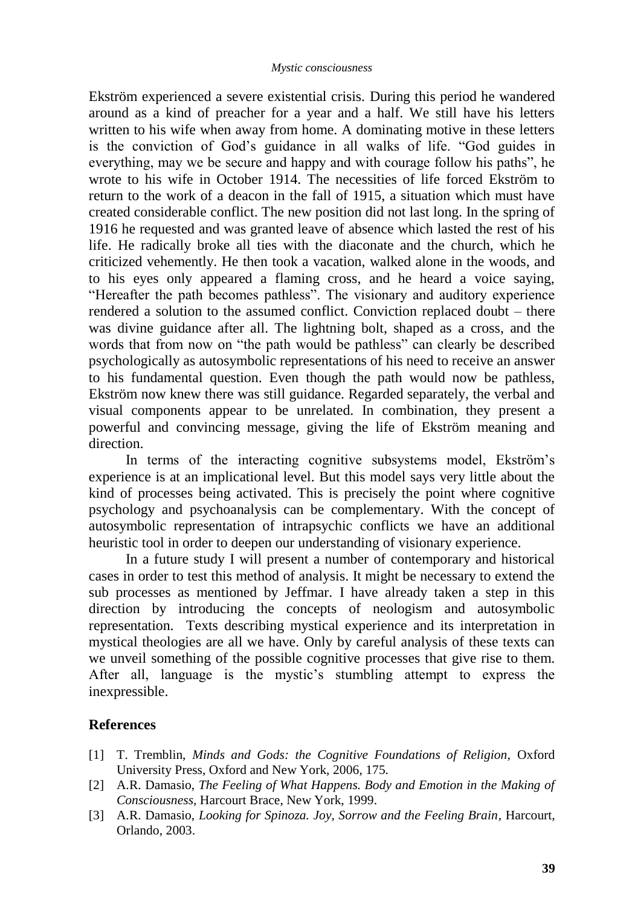Ekström experienced a severe existential crisis. During this period he wandered around as a kind of preacher for a year and a half. We still have his letters written to his wife when away from home. A dominating motive in these letters is the conviction of God's guidance in all walks of life. "God guides in everything, may we be secure and happy and with courage follow his paths", he wrote to his wife in October 1914. The necessities of life forced Ekström to return to the work of a deacon in the fall of 1915, a situation which must have created considerable conflict. The new position did not last long. In the spring of 1916 he requested and was granted leave of absence which lasted the rest of his life. He radically broke all ties with the diaconate and the church, which he criticized vehemently. He then took a vacation, walked alone in the woods, and to his eyes only appeared a flaming cross, and he heard a voice saying, "Hereafter the path becomes pathless". The visionary and auditory experience rendered a solution to the assumed conflict. Conviction replaced doubt – there was divine guidance after all. The lightning bolt, shaped as a cross, and the words that from now on "the path would be pathless" can clearly be described psychologically as autosymbolic representations of his need to receive an answer to his fundamental question. Even though the path would now be pathless, Ekström now knew there was still guidance. Regarded separately, the verbal and visual components appear to be unrelated. In combination, they present a powerful and convincing message, giving the life of Ekström meaning and direction.

In terms of the interacting cognitive subsystems model, Ekström's experience is at an implicational level. But this model says very little about the kind of processes being activated. This is precisely the point where cognitive psychology and psychoanalysis can be complementary. With the concept of autosymbolic representation of intrapsychic conflicts we have an additional heuristic tool in order to deepen our understanding of visionary experience.

In a future study I will present a number of contemporary and historical cases in order to test this method of analysis. It might be necessary to extend the sub processes as mentioned by Jeffmar. I have already taken a step in this direction by introducing the concepts of neologism and autosymbolic representation. Texts describing mystical experience and its interpretation in mystical theologies are all we have. Only by careful analysis of these texts can we unveil something of the possible cognitive processes that give rise to them. After all, language is the mystic's stumbling attempt to express the inexpressible.

## References

[1] T. Tremblin, *Minds and Gods: the Cognitive Foundations of Religion*, Oxford University Press, Oxford and New York, 2006, 175.

[2] A.R. Damasio, *The Feeling of What Happens. Body and Emotion in the Making of Consciousness*, Harcourt Brace, New York, 1999.

[3] A.R. Damasio, *Looking for Spinoza. Joy, Sorrow and the Feeling Brain*, Harcourt, Orlando, 2003.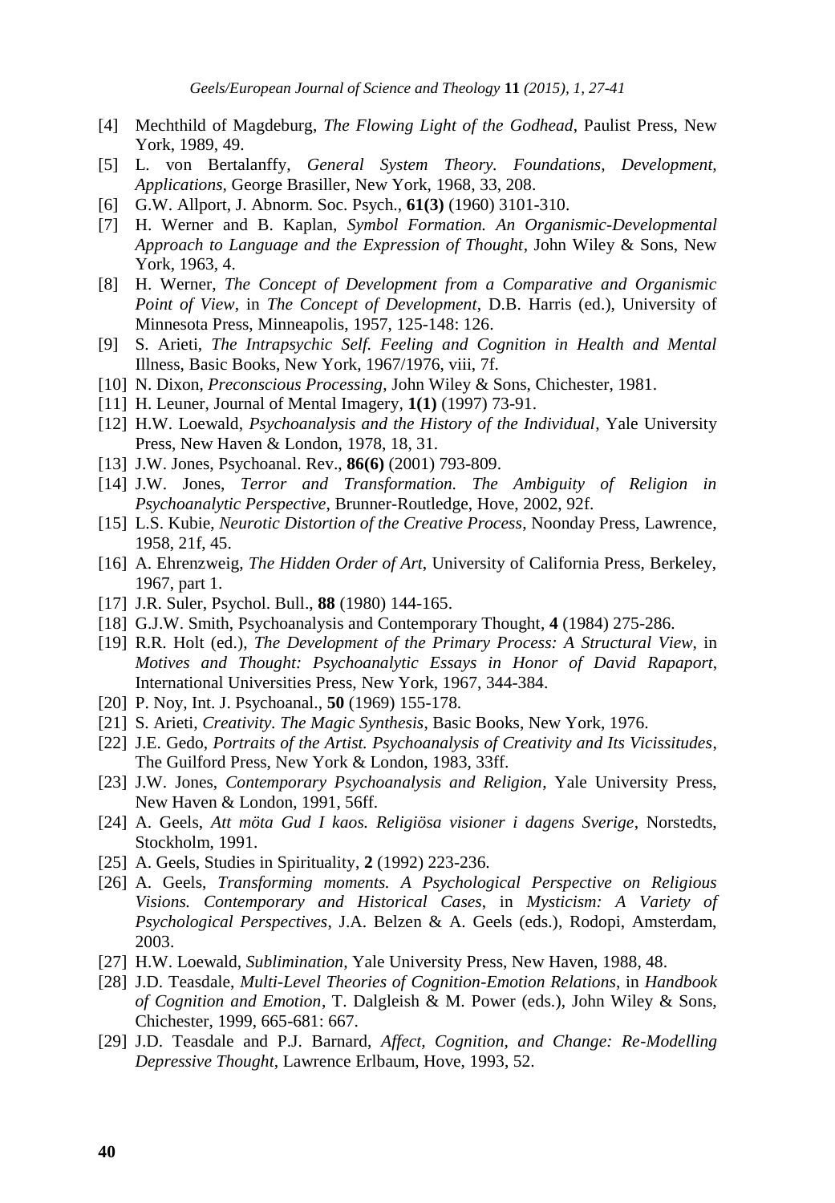[4] Mechthild of Magdeburg, *The Flowing Light of the Godhead*, Paulist Press, New York, 1989, 49.

[5] L. von Bertalanffy, *General System Theory. Foundations, Development, Applications*, George Brasiller, New York, 1968, 33, 208.

[6] G.W. Allport, J. Abnorm. Soc. Psych., **61(3)** (1960) 3101-310.

[7] H. Werner and B. Kaplan, *Symbol Formation. An Organismic-Developmental Approach to Language and the Expression of Thought*, John Wiley & Sons, New York, 1963, 4.

[8] H. Werner, *The Concept of Development from a Comparative and Organismic Point of View*, in *The Concept of Development*, D.B. Harris (ed.), University of Minnesota Press, Minneapolis, 1957, 125-148: 126.

[9] S. Arieti, *The Intrapsychic Self. Feeling and Cognition in Health and Mental* Illness, Basic Books, New York, 1967/1976, viii, 7f.

[10] N. Dixon, *Preconscious Processing*, John Wiley & Sons, Chichester, 1981.

[11] H. Leuner, Journal of Mental Imagery, **1(1)** (1997) 73-91.

[12] H.W. Loewald, *Psychoanalysis and the History of the Individual*, Yale University Press, New Haven & London, 1978, 18, 31.

[13] J.W. Jones, Psychoanal. Rev., **86(6)** (2001) 793-809.

[14] J.W. Jones, *Terror and Transformation. The Ambiguity of Religion in Psychoanalytic Perspective*, Brunner-Routledge, Hove, 2002, 92f.

[15] L.S. Kubie, *Neurotic Distortion of the Creative Process*, Noonday Press, Lawrence, 1958, 21f, 45.

[16] A. Ehrenzweig, *The Hidden Order of Art*, University of California Press, Berkeley, 1967, part 1.

[17] J.R. Suler, Psychol. Bull., **88** (1980) 144-165.

[18] G.J.W. Smith, Psychoanalysis and Contemporary Thought, **4** (1984) 275-286.

[19] R.R. Holt (ed.), *The Development of the Primary Process: A Structural View*, in *Motives and Thought: Psychoanalytic Essays in Honor of David Rapaport*, International Universities Press, New York, 1967, 344-384.

[20] P. Noy, Int. J. Psychoanal., **50** (1969) 155-178.

[21] S. Arieti, *Creativity. The Magic Synthesis*, Basic Books, New York, 1976.

[22] J.E. Gedo, *Portraits of the Artist. Psychoanalysis of Creativity and Its Vicissitudes*, The Guilford Press, New York & London, 1983, 33ff.

[23] J.W. Jones, *Contemporary Psychoanalysis and Religion*, Yale University Press, New Haven & London, 1991, 56ff.

[24] A. Geels, *Att möta Gud I kaos. Religiösa visioner i dagens Sverige*, Norstedts, Stockholm, 1991.

[25] A. Geels, Studies in Spirituality, **2** (1992) 223-236.

[26] A. Geels, *Transforming moments. A Psychological Perspective on Religious Visions. Contemporary and Historical Cases*, in *Mysticism: A Variety of Psychological Perspectives*, J.A. Belzen & A. Geels (eds.), Rodopi, Amsterdam, 2003.

[27] H.W. Loewald, *Sublimination*, Yale University Press, New Haven, 1988, 48.

[28] J.D. Teasdale, *Multi-Level Theories of Cognition-Emotion Relations*, in *Handbook of Cognition and Emotion*, T. Dalgleish & M. Power (eds.), John Wiley & Sons, Chichester, 1999, 665-681: 667.

[29] J.D. Teasdale and P.J. Barnard, *Affect, Cognition, and Change: Re-Modelling Depressive Thought*, Lawrence Erlbaum, Hove, 1993, 52.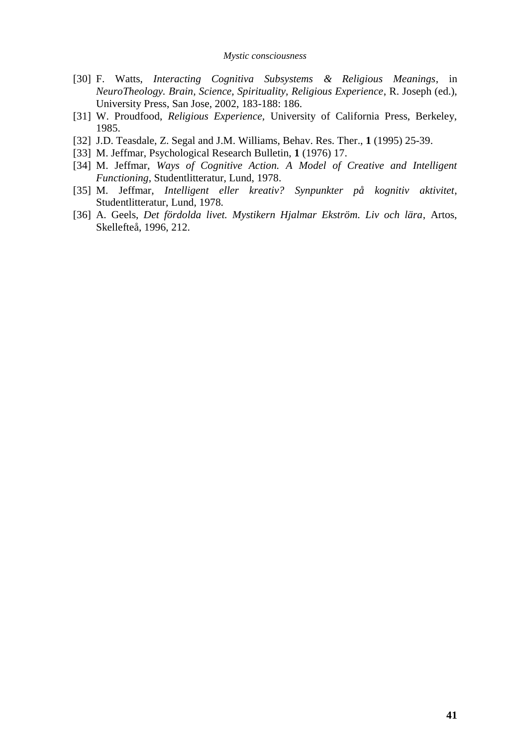[30] F. Watts, *Interacting Cognitiva Subsystems & Religious Meanings*, in *NeuroTheology. Brain, Science, Spirituality, Religious Experience*, R. Joseph (ed.), University Press, San Jose, 2002, 183-188: 186.

[31] W. Proudfood, *Religious Experience*, University of California Press, Berkeley, 1985.

[32] J.D. Teasdale, Z. Segal and J.M. Williams, Behav. Res. Ther., **1** (1995) 25-39.

[33] M. Jeffmar, Psychological Research Bulletin, **1** (1976) 17.

[34] M. Jeffmar, *Ways of Cognitive Action. A Model of Creative and Intelligent Functioning*, Studentlitteratur, Lund, 1978.

[35] M. Jeffmar, *Intelligent eller kreativ? Synpunkter på kognitiv aktivitet*, Studentlitteratur, Lund, 1978.

[36] A. Geels, *Det fördolda livet. Mystikern Hjalmar Ekström. Liv och lära*, Artos, Skellefteå, 1996, 212.